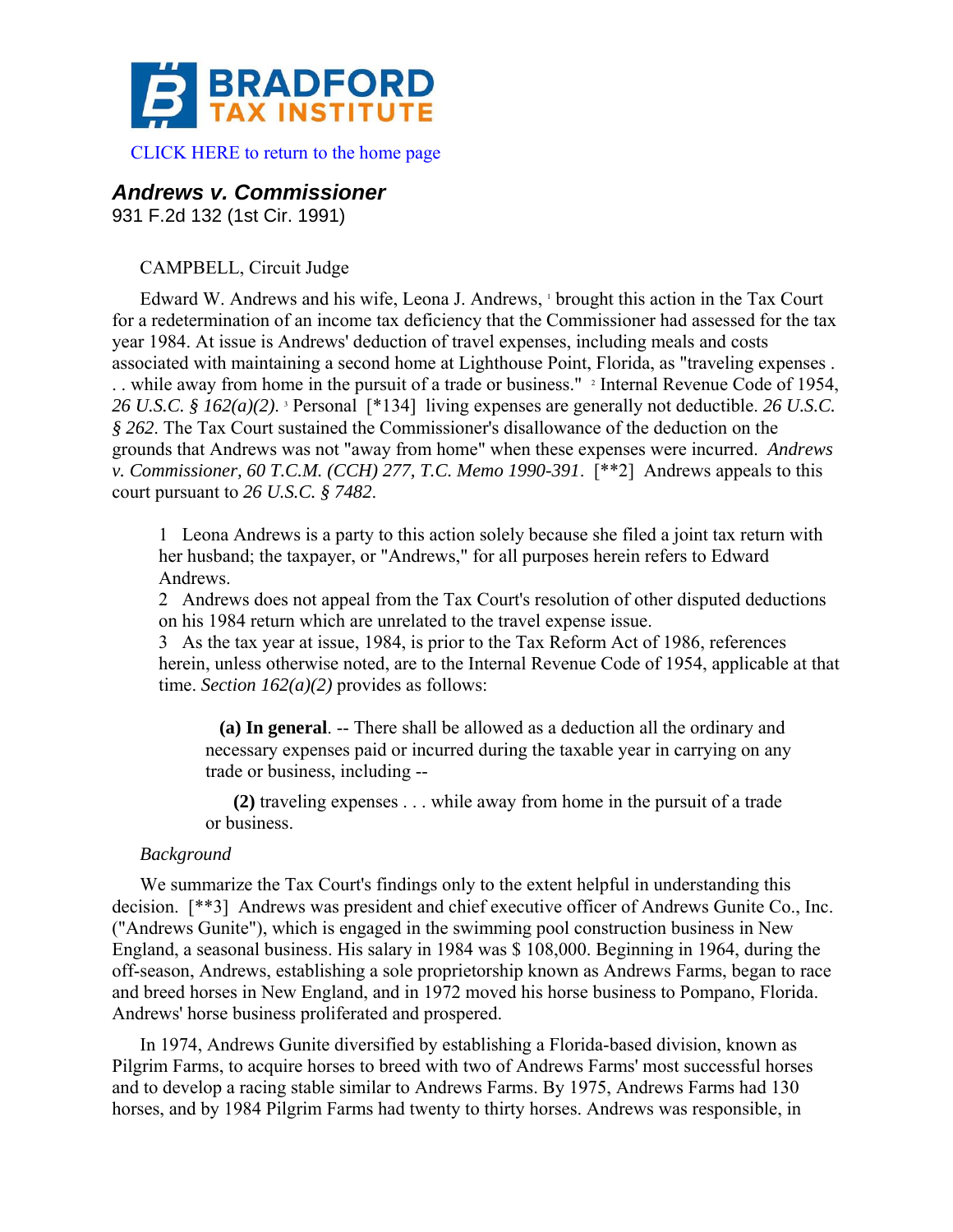BRADFORD TAX INSTITUTE

CLICK HERE to return to the home page

## *Andrews v. Commissioner*

931 F.2d 132 (1st Cir. 1991)

CAMPBELL, Circuit Judge

Edward W. Andrews and his wife, Leona J. Andrews, [1] brought this action in the Tax Court for a redetermination of an income tax deficiency that the Commissioner had assessed for the tax year 1984. At issue is Andrews' deduction of travel expenses, including meals and costs associated with maintaining a second home at Lighthouse Point, Florida, as "traveling expenses . . . while away from home in the pursuit of a trade or business." [2] Internal Revenue Code of 1954, *26 U.S.C. § 162(a)(2)*. [3] Personal [*134] living expenses are generally not deductible. *26 U.S.C. § 262*. The Tax Court sustained the Commissioner's disallowance of the deduction on the grounds that Andrews was not "away from home" when these expenses were incurred. *Andrews v. Commissioner, 60 T.C.M. (CCH) 277, T.C. Memo 1990-391*. [**2] Andrews appeals to this court pursuant to *26 U.S.C. § 7482*.

> 1 Leona Andrews is a party to this action solely because she filed a joint tax return with her husband; the taxpayer, or "Andrews," for all purposes herein refers to Edward Andrews.
>
> 2 Andrews does not appeal from the Tax Court's resolution of other disputed deductions on his 1984 return which are unrelated to the travel expense issue.
>
> 3 As the tax year at issue, 1984, is prior to the Tax Reform Act of 1986, references herein, unless otherwise noted, are to the Internal Revenue Code of 1954, applicable at that time. *Section 162(a)(2)* provides as follows:
>
> > **(a) In general**. -- There shall be allowed as a deduction all the ordinary and necessary expenses paid or incurred during the taxable year in carrying on any trade or business, including --
> >
> > **(2)** traveling expenses . . . while away from home in the pursuit of a trade or business.

*Background*

We summarize the Tax Court's findings only to the extent helpful in understanding this decision. [**3] Andrews was president and chief executive officer of Andrews Gunite Co., Inc. ("Andrews Gunite"), which is engaged in the swimming pool construction business in New England, a seasonal business. His salary in 1984 was $ 108,000. Beginning in 1964, during the off-season, Andrews, establishing a sole proprietorship known as Andrews Farms, began to race and breed horses in New England, and in 1972 moved his horse business to Pompano, Florida. Andrews' horse business proliferated and prospered.

In 1974, Andrews Gunite diversified by establishing a Florida-based division, known as Pilgrim Farms, to acquire horses to breed with two of Andrews Farms' most successful horses and to develop a racing stable similar to Andrews Farms. By 1975, Andrews Farms had 130 horses, and by 1984 Pilgrim Farms had twenty to thirty horses. Andrews was responsible, in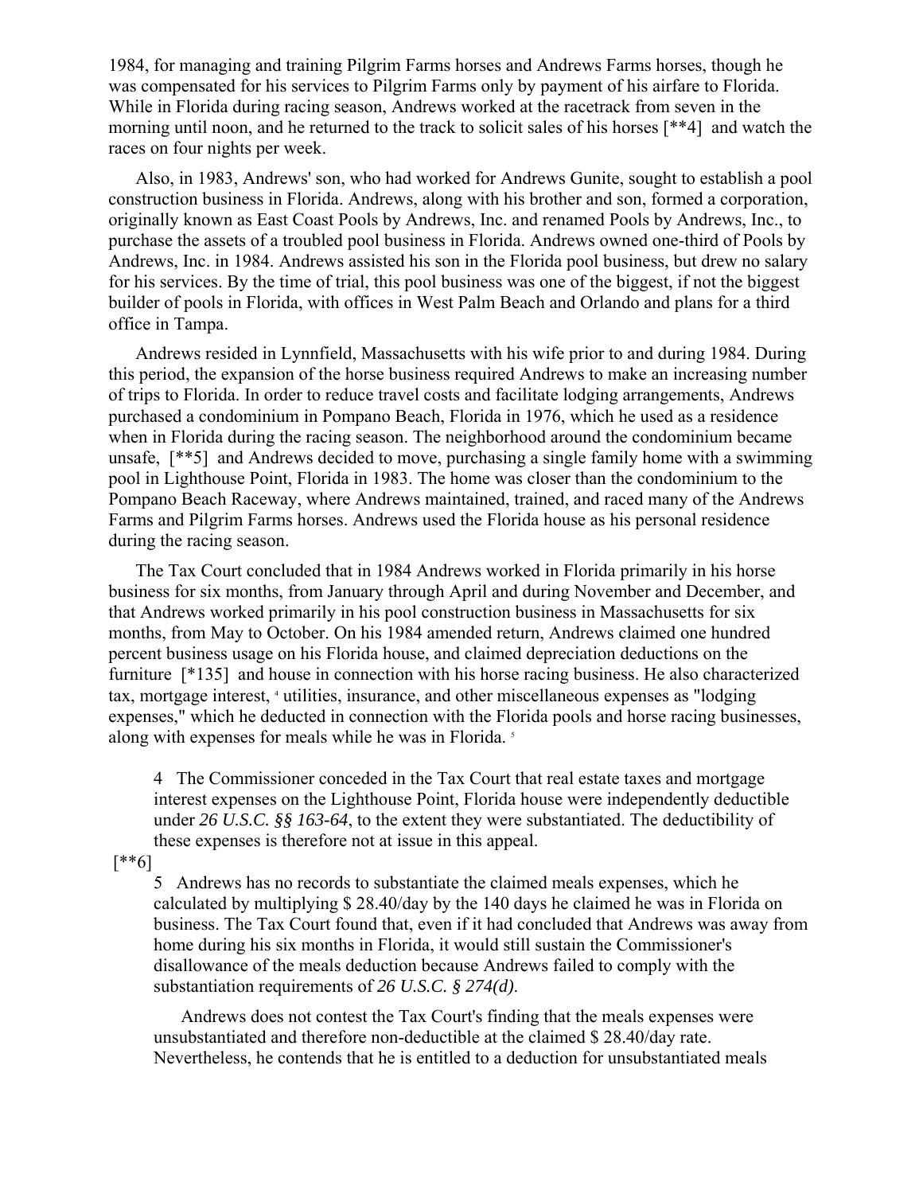1984, for managing and training Pilgrim Farms horses and Andrews Farms horses, though he was compensated for his services to Pilgrim Farms only by payment of his airfare to Florida. While in Florida during racing season, Andrews worked at the racetrack from seven in the morning until noon, and he returned to the track to solicit sales of his horses [**4] and watch the races on four nights per week.

Also, in 1983, Andrews' son, who had worked for Andrews Gunite, sought to establish a pool construction business in Florida. Andrews, along with his brother and son, formed a corporation, originally known as East Coast Pools by Andrews, Inc. and renamed Pools by Andrews, Inc., to purchase the assets of a troubled pool business in Florida. Andrews owned one-third of Pools by Andrews, Inc. in 1984. Andrews assisted his son in the Florida pool business, but drew no salary for his services. By the time of trial, this pool business was one of the biggest, if not the biggest builder of pools in Florida, with offices in West Palm Beach and Orlando and plans for a third office in Tampa.

Andrews resided in Lynnfield, Massachusetts with his wife prior to and during 1984. During this period, the expansion of the horse business required Andrews to make an increasing number of trips to Florida. In order to reduce travel costs and facilitate lodging arrangements, Andrews purchased a condominium in Pompano Beach, Florida in 1976, which he used as a residence when in Florida during the racing season. The neighborhood around the condominium became unsafe, [**5] and Andrews decided to move, purchasing a single family home with a swimming pool in Lighthouse Point, Florida in 1983. The home was closer than the condominium to the Pompano Beach Raceway, where Andrews maintained, trained, and raced many of the Andrews Farms and Pilgrim Farms horses. Andrews used the Florida house as his personal residence during the racing season.

The Tax Court concluded that in 1984 Andrews worked in Florida primarily in his horse business for six months, from January through April and during November and December, and that Andrews worked primarily in his pool construction business in Massachusetts for six months, from May to October. On his 1984 amended return, Andrews claimed one hundred percent business usage on his Florida house, and claimed depreciation deductions on the furniture [*135] and house in connection with his horse racing business. He also characterized tax, mortgage interest, [4] utilities, insurance, and other miscellaneous expenses as "lodging expenses," which he deducted in connection with the Florida pools and horse racing businesses, along with expenses for meals while he was in Florida. [5]

4 The Commissioner conceded in the Tax Court that real estate taxes and mortgage interest expenses on the Lighthouse Point, Florida house were independently deductible under *26 U.S.C. §§ 163-64*, to the extent they were substantiated. The deductibility of these expenses is therefore not at issue in this appeal.

[**6]

5 Andrews has no records to substantiate the claimed meals expenses, which he calculated by multiplying $ 28.40/day by the 140 days he claimed he was in Florida on business. The Tax Court found that, even if it had concluded that Andrews was away from home during his six months in Florida, it would still sustain the Commissioner's disallowance of the meals deduction because Andrews failed to comply with the substantiation requirements of *26 U.S.C. § 274(d)*.

Andrews does not contest the Tax Court's finding that the meals expenses were unsubstantiated and therefore non-deductible at the claimed $ 28.40/day rate. Nevertheless, he contends that he is entitled to a deduction for unsubstantiated meals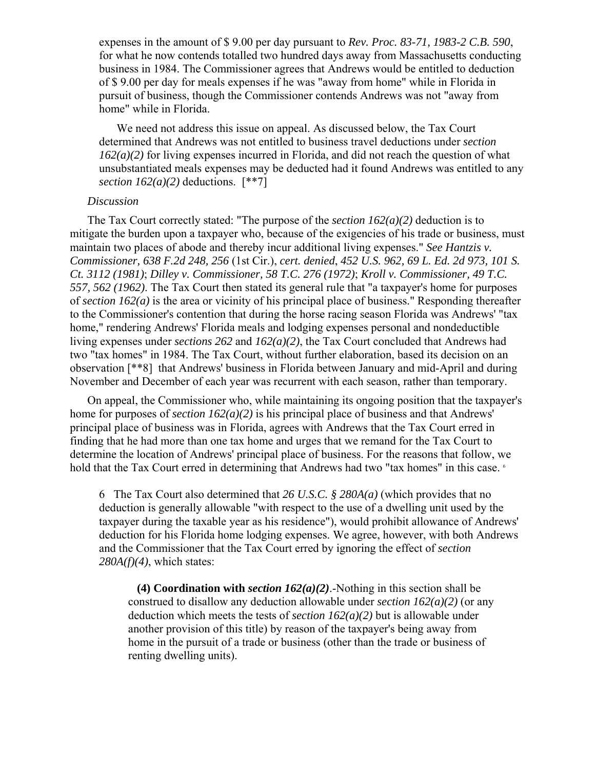expenses in the amount of $ 9.00 per day pursuant to *Rev. Proc. 83-71, 1983-2 C.B. 590*, for what he now contends totalled two hundred days away from Massachusetts conducting business in 1984. The Commissioner agrees that Andrews would be entitled to deduction of $ 9.00 per day for meals expenses if he was "away from home" while in Florida in pursuit of business, though the Commissioner contends Andrews was not "away from home" while in Florida.

We need not address this issue on appeal. As discussed below, the Tax Court determined that Andrews was not entitled to business travel deductions under *section 162(a)(2)* for living expenses incurred in Florida, and did not reach the question of what unsubstantiated meals expenses may be deducted had it found Andrews was entitled to any *section 162(a)(2)* deductions. [**7]

*Discussion*

The Tax Court correctly stated: "The purpose of the *section 162(a)(2)* deduction is to mitigate the burden upon a taxpayer who, because of the exigencies of his trade or business, must maintain two places of abode and thereby incur additional living expenses." *See Hantzis v. Commissioner, 638 F.2d 248, 256* (1st Cir.), *cert. denied*, *452 U.S. 962, 69 L. Ed. 2d 973, 101 S. Ct. 3112 (1981)*; *Dilley v. Commissioner, 58 T.C. 276 (1972)*; *Kroll v. Commissioner, 49 T.C. 557, 562 (1962)*. The Tax Court then stated its general rule that "a taxpayer's home for purposes of *section 162(a)* is the area or vicinity of his principal place of business." Responding thereafter to the Commissioner's contention that during the horse racing season Florida was Andrews' "tax home," rendering Andrews' Florida meals and lodging expenses personal and nondeductible living expenses under *sections 262* and *162(a)(2)*, the Tax Court concluded that Andrews had two "tax homes" in 1984. The Tax Court, without further elaboration, based its decision on an observation [**8] that Andrews' business in Florida between January and mid-April and during November and December of each year was recurrent with each season, rather than temporary.

On appeal, the Commissioner who, while maintaining its ongoing position that the taxpayer's home for purposes of *section 162(a)(2)* is his principal place of business and that Andrews' principal place of business was in Florida, agrees with Andrews that the Tax Court erred in finding that he had more than one tax home and urges that we remand for the Tax Court to determine the location of Andrews' principal place of business. For the reasons that follow, we hold that the Tax Court erred in determining that Andrews had two "tax homes" in this case. [6]

6 The Tax Court also determined that *26 U.S.C. § 280A(a)* (which provides that no deduction is generally allowable "with respect to the use of a dwelling unit used by the taxpayer during the taxable year as his residence"), would prohibit allowance of Andrews' deduction for his Florida home lodging expenses. We agree, however, with both Andrews and the Commissioner that the Tax Court erred by ignoring the effect of *section 280A(f)(4)*, which states:

> **(4) Coordination with *section 162(a)(2)*.**-Nothing in this section shall be construed to disallow any deduction allowable under *section 162(a)(2)* (or any deduction which meets the tests of *section 162(a)(2)* but is allowable under another provision of this title) by reason of the taxpayer's being away from home in the pursuit of a trade or business (other than the trade or business of renting dwelling units).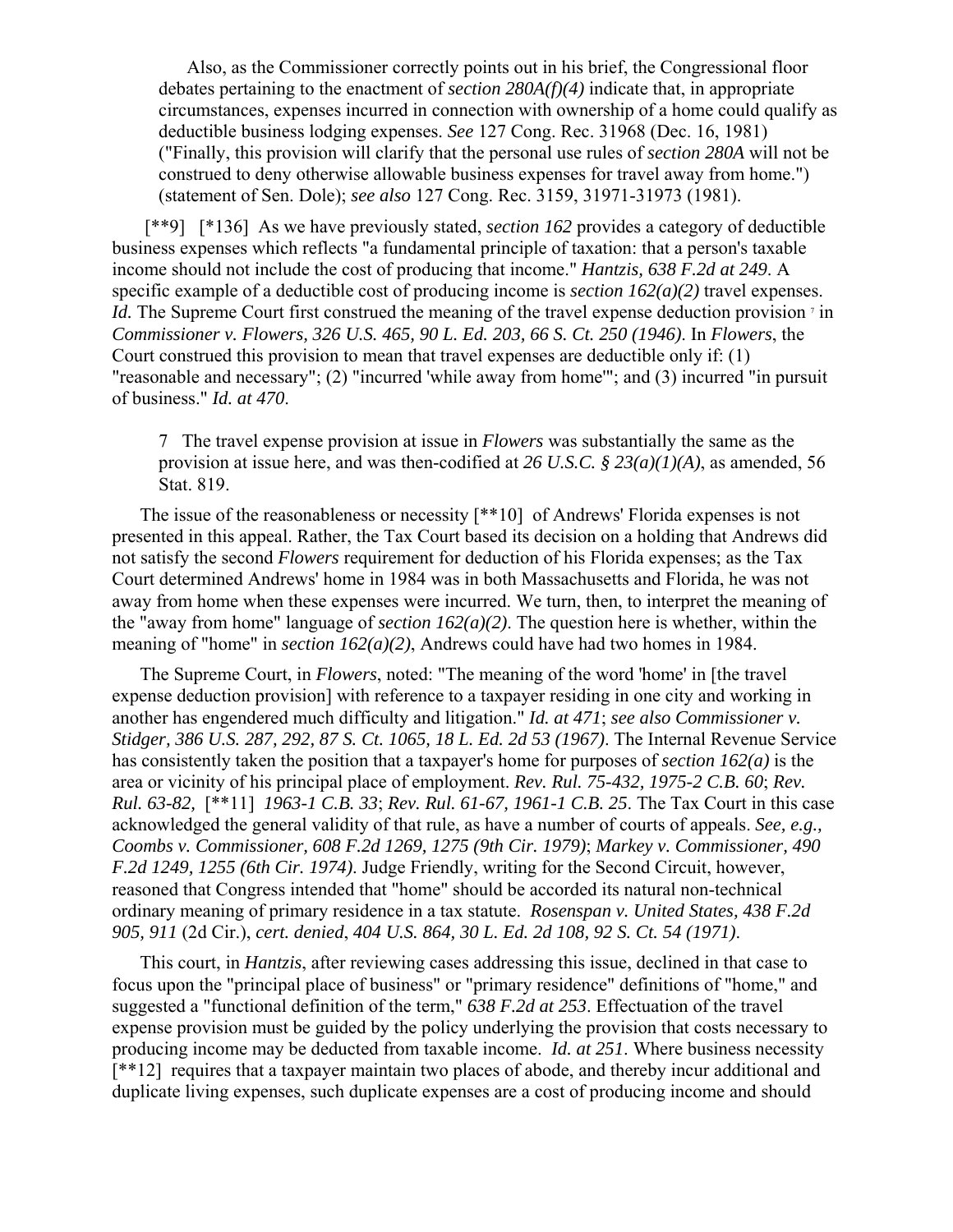Also, as the Commissioner correctly points out in his brief, the Congressional floor debates pertaining to the enactment of *section 280A(f)(4)* indicate that, in appropriate circumstances, expenses incurred in connection with ownership of a home could qualify as deductible business lodging expenses. *See* 127 Cong. Rec. 31968 (Dec. 16, 1981) ("Finally, this provision will clarify that the personal use rules of *section 280A* will not be construed to deny otherwise allowable business expenses for travel away from home.") (statement of Sen. Dole); *see also* 127 Cong. Rec. 3159, 31971-31973 (1981).

[**9] [*136] As we have previously stated, *section 162* provides a category of deductible business expenses which reflects "a fundamental principle of taxation: that a person's taxable income should not include the cost of producing that income." *Hantzis, 638 F.2d at 249*. A specific example of a deductible cost of producing income is *section 162(a)(2)* travel expenses. *Id.* The Supreme Court first construed the meaning of the travel expense deduction provision [7] in *Commissioner v. Flowers, 326 U.S. 465, 90 L. Ed. 203, 66 S. Ct. 250 (1946)*. In *Flowers*, the Court construed this provision to mean that travel expenses are deductible only if: (1) "reasonable and necessary"; (2) "incurred 'while away from home'"; and (3) incurred "in pursuit of business." *Id. at 470*.

7 The travel expense provision at issue in *Flowers* was substantially the same as the provision at issue here, and was then-codified at *26 U.S.C. § 23(a)(1)(A)*, as amended, 56 Stat. 819.

The issue of the reasonableness or necessity [**10] of Andrews' Florida expenses is not presented in this appeal. Rather, the Tax Court based its decision on a holding that Andrews did not satisfy the second *Flowers* requirement for deduction of his Florida expenses; as the Tax Court determined Andrews' home in 1984 was in both Massachusetts and Florida, he was not away from home when these expenses were incurred. We turn, then, to interpret the meaning of the "away from home" language of *section 162(a)(2)*. The question here is whether, within the meaning of "home" in *section 162(a)(2)*, Andrews could have had two homes in 1984.

The Supreme Court, in *Flowers*, noted: "The meaning of the word 'home' in [the travel expense deduction provision] with reference to a taxpayer residing in one city and working in another has engendered much difficulty and litigation." *Id. at 471*; *see also Commissioner v. Stidger, 386 U.S. 287, 292, 87 S. Ct. 1065, 18 L. Ed. 2d 53 (1967)*. The Internal Revenue Service has consistently taken the position that a taxpayer's home for purposes of *section 162(a)* is the area or vicinity of his principal place of employment. *Rev. Rul. 75-432, 1975-2 C.B. 60*; *Rev. Rul. 63-82,* [**11] *1963-1 C.B. 33*; *Rev. Rul. 61-67, 1961-1 C.B. 25*. The Tax Court in this case acknowledged the general validity of that rule, as have a number of courts of appeals. *See, e.g., Coombs v. Commissioner, 608 F.2d 1269, 1275 (9th Cir. 1979)*; *Markey v. Commissioner, 490 F.2d 1249, 1255 (6th Cir. 1974)*. Judge Friendly, writing for the Second Circuit, however, reasoned that Congress intended that "home" should be accorded its natural non-technical ordinary meaning of primary residence in a tax statute. *Rosenspan v. United States, 438 F.2d 905, 911* (2d Cir.), *cert. denied*, *404 U.S. 864, 30 L. Ed. 2d 108, 92 S. Ct. 54 (1971)*.

This court, in *Hantzis*, after reviewing cases addressing this issue, declined in that case to focus upon the "principal place of business" or "primary residence" definitions of "home," and suggested a "functional definition of the term," *638 F.2d at 253*. Effectuation of the travel expense provision must be guided by the policy underlying the provision that costs necessary to producing income may be deducted from taxable income. *Id. at 251*. Where business necessity [**12] requires that a taxpayer maintain two places of abode, and thereby incur additional and duplicate living expenses, such duplicate expenses are a cost of producing income and should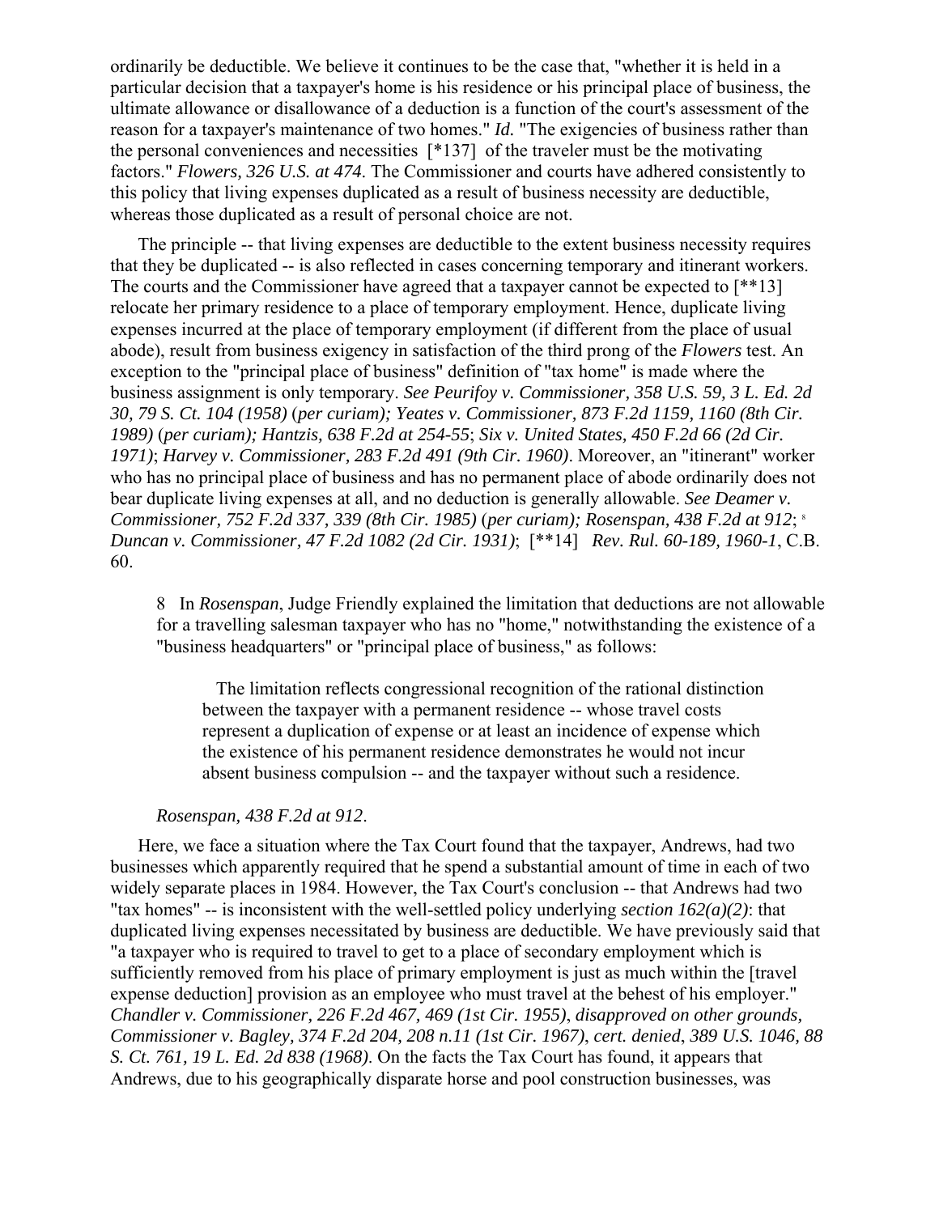ordinarily be deductible. We believe it continues to be the case that, "whether it is held in a particular decision that a taxpayer's home is his residence or his principal place of business, the ultimate allowance or disallowance of a deduction is a function of the court's assessment of the reason for a taxpayer's maintenance of two homes." *Id.* "The exigencies of business rather than the personal conveniences and necessities [*137] of the traveler must be the motivating factors." *Flowers, 326 U.S. at 474.* The Commissioner and courts have adhered consistently to this policy that living expenses duplicated as a result of business necessity are deductible, whereas those duplicated as a result of personal choice are not.

The principle -- that living expenses are deductible to the extent business necessity requires that they be duplicated -- is also reflected in cases concerning temporary and itinerant workers. The courts and the Commissioner have agreed that a taxpayer cannot be expected to [**13] relocate her primary residence to a place of temporary employment. Hence, duplicate living expenses incurred at the place of temporary employment (if different from the place of usual abode), result from business exigency in satisfaction of the third prong of the *Flowers* test. An exception to the "principal place of business" definition of "tax home" is made where the business assignment is only temporary. *See Peurifoy v. Commissioner, 358 U.S. 59, 3 L. Ed. 2d 30, 79 S. Ct. 104 (1958)* (*per curiam); Yeates v. Commissioner, 873 F.2d 1159, 1160 (8th Cir. 1989)* (*per curiam); Hantzis, 638 F.2d at 254-55*; *Six v. United States, 450 F.2d 66 (2d Cir. 1971)*; *Harvey v. Commissioner, 283 F.2d 491 (9th Cir. 1960)*. Moreover, an "itinerant" worker who has no principal place of business and has no permanent place of abode ordinarily does not bear duplicate living expenses at all, and no deduction is generally allowable. *See Deamer v. Commissioner, 752 F.2d 337, 339 (8th Cir. 1985)* (*per curiam); Rosenspan, 438 F.2d at 912*; [8] *Duncan v. Commissioner, 47 F.2d 1082 (2d Cir. 1931)*; [**14] *Rev. Rul. 60-189, 1960-1*, C.B. 60.

> 8 In *Rosenspan*, Judge Friendly explained the limitation that deductions are not allowable for a travelling salesman taxpayer who has no "home," notwithstanding the existence of a "business headquarters" or "principal place of business," as follows:
>
> > The limitation reflects congressional recognition of the rational distinction between the taxpayer with a permanent residence -- whose travel costs represent a duplication of expense or at least an incidence of expense which the existence of his permanent residence demonstrates he would not incur absent business compulsion -- and the taxpayer without such a residence.
>
> *Rosenspan, 438 F.2d at 912*.

Here, we face a situation where the Tax Court found that the taxpayer, Andrews, had two businesses which apparently required that he spend a substantial amount of time in each of two widely separate places in 1984. However, the Tax Court's conclusion -- that Andrews had two "tax homes" -- is inconsistent with the well-settled policy underlying *section 162(a)(2)*: that duplicated living expenses necessitated by business are deductible. We have previously said that "a taxpayer who is required to travel to get to a place of secondary employment which is sufficiently removed from his place of primary employment is just as much within the [travel expense deduction] provision as an employee who must travel at the behest of his employer." *Chandler v. Commissioner, 226 F.2d 467, 469 (1st Cir. 1955)*, *disapproved on other grounds, Commissioner v. Bagley, 374 F.2d 204, 208 n.11 (1st Cir. 1967)*, *cert. denied*, *389 U.S. 1046, 88 S. Ct. 761, 19 L. Ed. 2d 838 (1968)*. On the facts the Tax Court has found, it appears that Andrews, due to his geographically disparate horse and pool construction businesses, was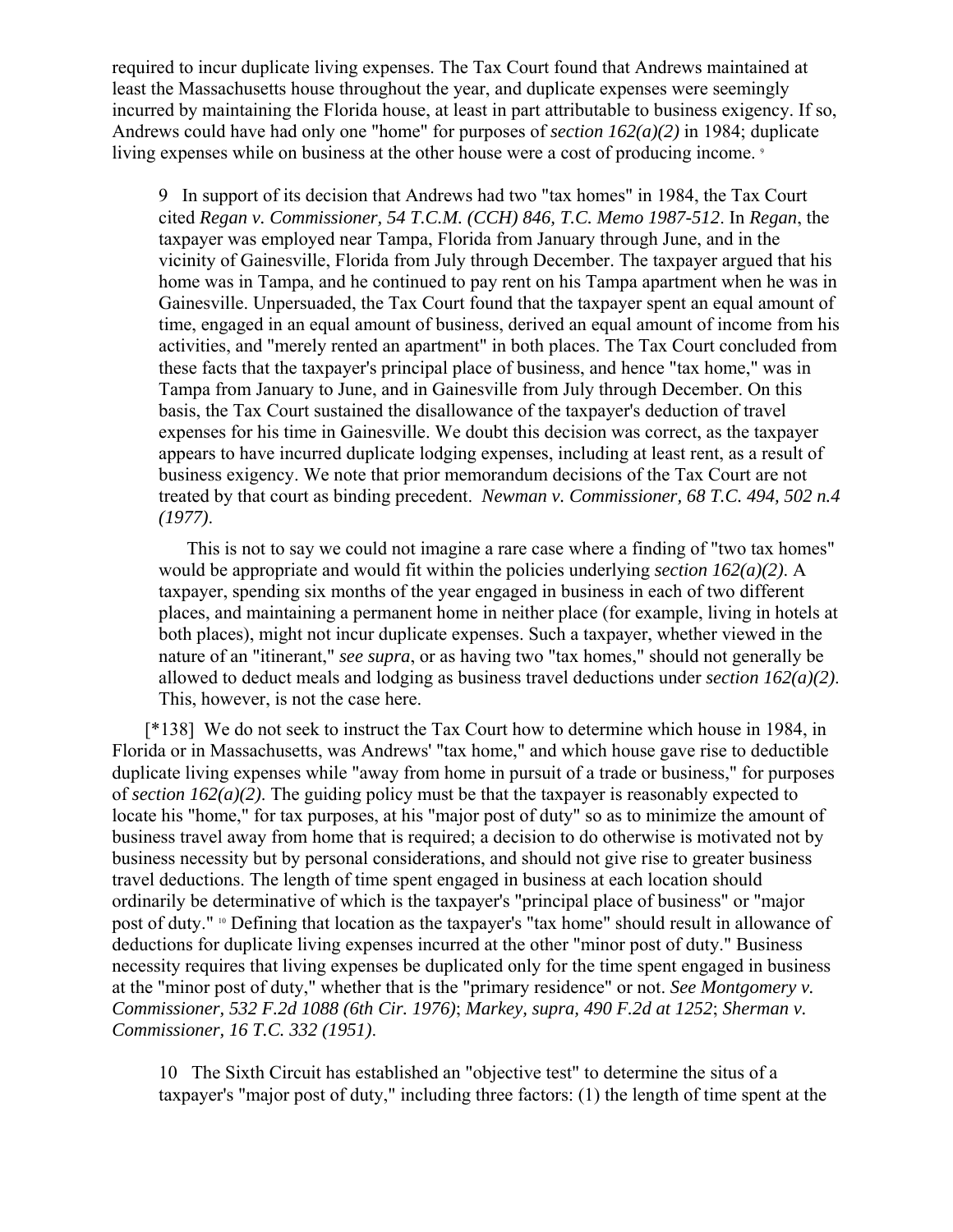required to incur duplicate living expenses. The Tax Court found that Andrews maintained at least the Massachusetts house throughout the year, and duplicate expenses were seemingly incurred by maintaining the Florida house, at least in part attributable to business exigency. If so, Andrews could have had only one "home" for purposes of *section 162(a)(2)* in 1984; duplicate living expenses while on business at the other house were a cost of producing income. [9]

> 9 In support of its decision that Andrews had two "tax homes" in 1984, the Tax Court cited *Regan v. Commissioner, 54 T.C.M. (CCH) 846, T.C. Memo 1987-512*. In *Regan*, the taxpayer was employed near Tampa, Florida from January through June, and in the vicinity of Gainesville, Florida from July through December. The taxpayer argued that his home was in Tampa, and he continued to pay rent on his Tampa apartment when he was in Gainesville. Unpersuaded, the Tax Court found that the taxpayer spent an equal amount of time, engaged in an equal amount of business, derived an equal amount of income from his activities, and "merely rented an apartment" in both places. The Tax Court concluded from these facts that the taxpayer's principal place of business, and hence "tax home," was in Tampa from January to June, and in Gainesville from July through December. On this basis, the Tax Court sustained the disallowance of the taxpayer's deduction of travel expenses for his time in Gainesville. We doubt this decision was correct, as the taxpayer appears to have incurred duplicate lodging expenses, including at least rent, as a result of business exigency. We note that prior memorandum decisions of the Tax Court are not treated by that court as binding precedent. *Newman v. Commissioner, 68 T.C. 494, 502 n.4 (1977)*.
>
> This is not to say we could not imagine a rare case where a finding of "two tax homes" would be appropriate and would fit within the policies underlying *section 162(a)(2)*. A taxpayer, spending six months of the year engaged in business in each of two different places, and maintaining a permanent home in neither place (for example, living in hotels at both places), might not incur duplicate expenses. Such a taxpayer, whether viewed in the nature of an "itinerant," *see supra*, or as having two "tax homes," should not generally be allowed to deduct meals and lodging as business travel deductions under *section 162(a)(2)*. This, however, is not the case here.

[*138] We do not seek to instruct the Tax Court how to determine which house in 1984, in Florida or in Massachusetts, was Andrews' "tax home," and which house gave rise to deductible duplicate living expenses while "away from home in pursuit of a trade or business," for purposes of *section 162(a)(2)*. The guiding policy must be that the taxpayer is reasonably expected to locate his "home," for tax purposes, at his "major post of duty" so as to minimize the amount of business travel away from home that is required; a decision to do otherwise is motivated not by business necessity but by personal considerations, and should not give rise to greater business travel deductions. The length of time spent engaged in business at each location should ordinarily be determinative of which is the taxpayer's "principal place of business" or "major post of duty." [10] Defining that location as the taxpayer's "tax home" should result in allowance of deductions for duplicate living expenses incurred at the other "minor post of duty." Business necessity requires that living expenses be duplicated only for the time spent engaged in business at the "minor post of duty," whether that is the "primary residence" or not. *See Montgomery v. Commissioner, 532 F.2d 1088 (6th Cir. 1976)*; *Markey, supra, 490 F.2d at 1252*; *Sherman v. Commissioner, 16 T.C. 332 (1951)*.

> 10 The Sixth Circuit has established an "objective test" to determine the situs of a taxpayer's "major post of duty," including three factors: (1) the length of time spent at the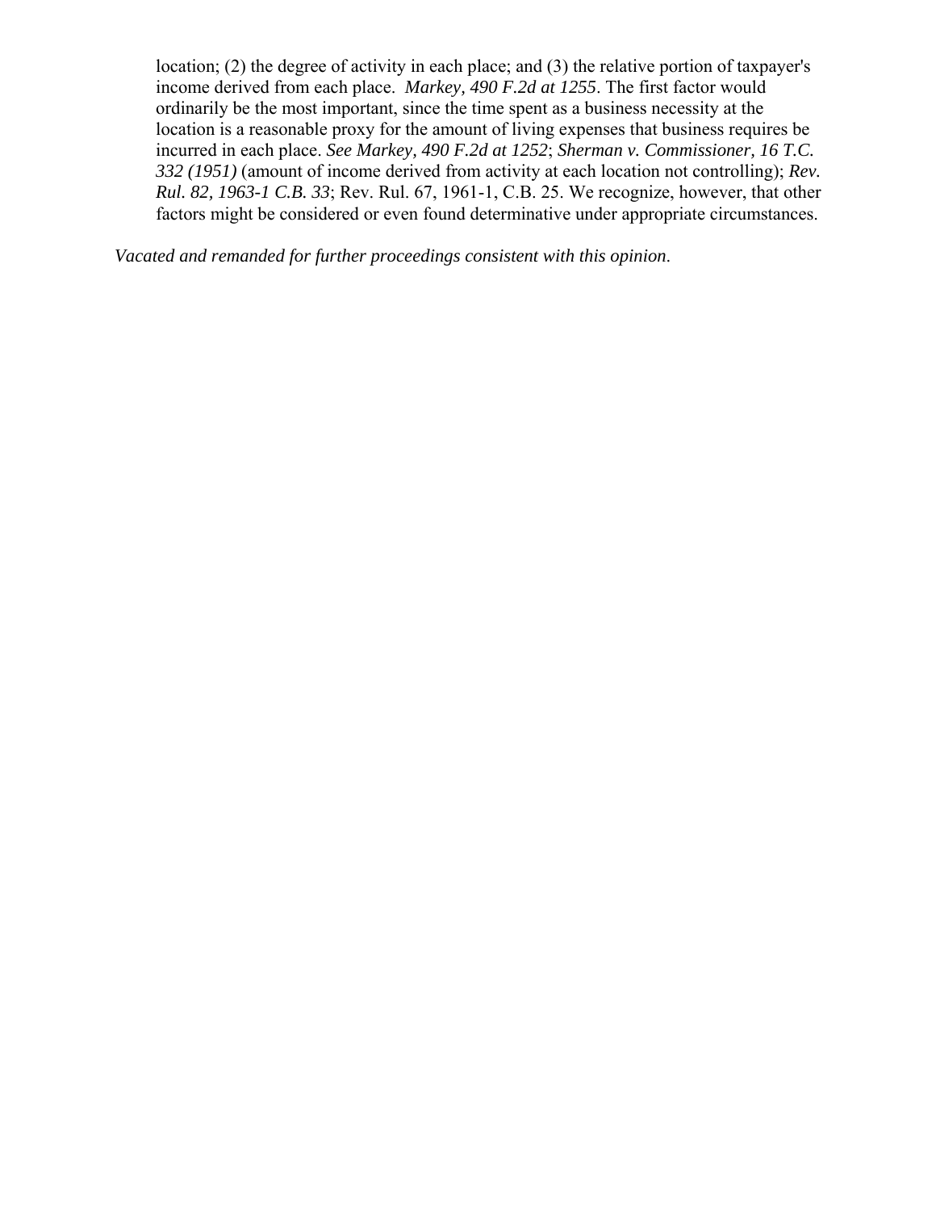location; (2) the degree of activity in each place; and (3) the relative portion of taxpayer's income derived from each place. *Markey, 490 F.2d at 1255*. The first factor would ordinarily be the most important, since the time spent as a business necessity at the location is a reasonable proxy for the amount of living expenses that business requires be incurred in each place. *See Markey, 490 F.2d at 1252*; *Sherman v. Commissioner, 16 T.C. 332 (1951)* (amount of income derived from activity at each location not controlling); *Rev. Rul. 82, 1963-1 C.B. 33*; Rev. Rul. 67, 1961-1, C.B. 25. We recognize, however, that other factors might be considered or even found determinative under appropriate circumstances.

*Vacated and remanded for further proceedings consistent with this opinion.*